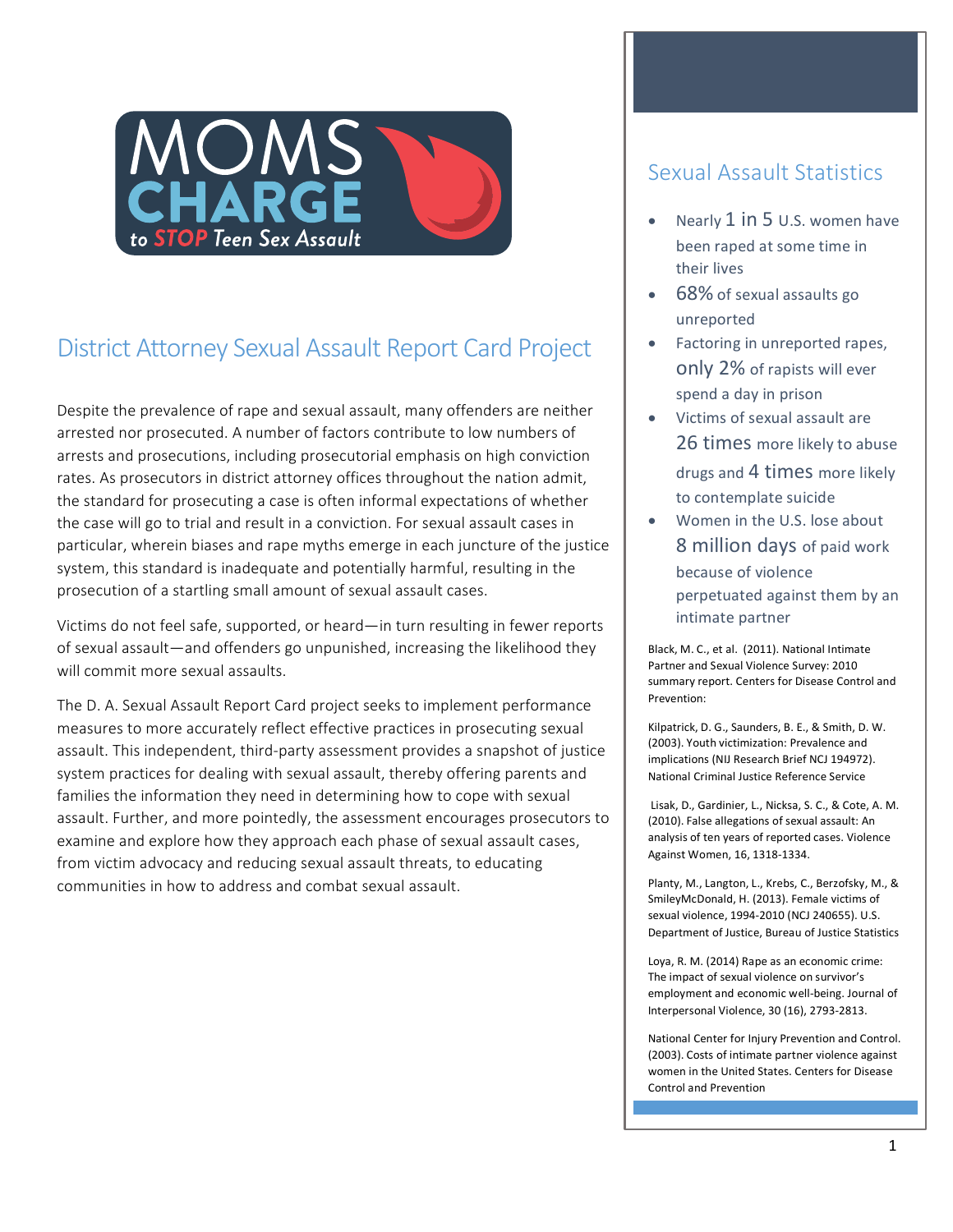MOMS CHARGE to STOP Teen Sex Assault

# District Attorney Sexual Assault Report Card Project

Despite the prevalence of rape and sexual assault, many offenders are neither arrested nor prosecuted. A number of factors contribute to low numbers of arrests and prosecutions, including prosecutorial emphasis on high conviction rates. As prosecutors in district attorney offices throughout the nation admit, the standard for prosecuting a case is often informal expectations of whether the case will go to trial and result in a conviction. For sexual assault cases in particular, wherein biases and rape myths emerge in each juncture of the justice system, this standard is inadequate and potentially harmful, resulting in the prosecution of a startling small amount of sexual assault cases.

Victims do not feel safe, supported, or heard—in turn resulting in fewer reports of sexual assault—and offenders go unpunished, increasing the likelihood they will commit more sexual assaults.

The D. A. Sexual Assault Report Card project seeks to implement performance measures to more accurately reflect effective practices in prosecuting sexual assault. This independent, third-party assessment provides a snapshot of justice system practices for dealing with sexual assault, thereby offering parents and families the information they need in determining how to cope with sexual assault. Further, and more pointedly, the assessment encourages prosecutors to examine and explore how they approach each phase of sexual assault cases, from victim advocacy and reducing sexual assault threats, to educating communities in how to address and combat sexual assault.

## Sexual Assault Statistics

- Nearly 1 in 5 U.S. women have been raped at some time in their lives
- 68% of sexual assaults go unreported
- Factoring in unreported rapes, only 2% of rapists will ever spend a day in prison
- Victims of sexual assault are 26 times more likely to abuse drugs and 4 times more likely to contemplate suicide
- Women in the U.S. lose about 8 million days of paid work because of violence perpetuated against them by an intimate partner

Black, M. C., et al. (2011). National Intimate Partner and Sexual Violence Survey: 2010 summary report. Centers for Disease Control and Prevention:

Kilpatrick, D. G., Saunders, B. E., & Smith, D. W. (2003). Youth victimization: Prevalence and implications (NIJ Research Brief NCJ 194972). National Criminal Justice Reference Service

Lisak, D., Gardinier, L., Nicksa, S. C., & Cote, A. M. (2010). False allegations of sexual assault: An analysis of ten years of reported cases. Violence Against Women, 16, 1318-1334.

Planty, M., Langton, L., Krebs, C., Berzofsky, M., & SmileyMcDonald, H. (2013). Female victims of sexual violence, 1994-2010 (NCJ 240655). U.S. Department of Justice, Bureau of Justice Statistics

Loya, R. M. (2014) Rape as an economic crime: The impact of sexual violence on survivor's employment and economic well-being. Journal of Interpersonal Violence, 30 (16), 2793-2813.

National Center for Injury Prevention and Control. (2003). Costs of intimate partner violence against women in the United States. Centers for Disease Control and Prevention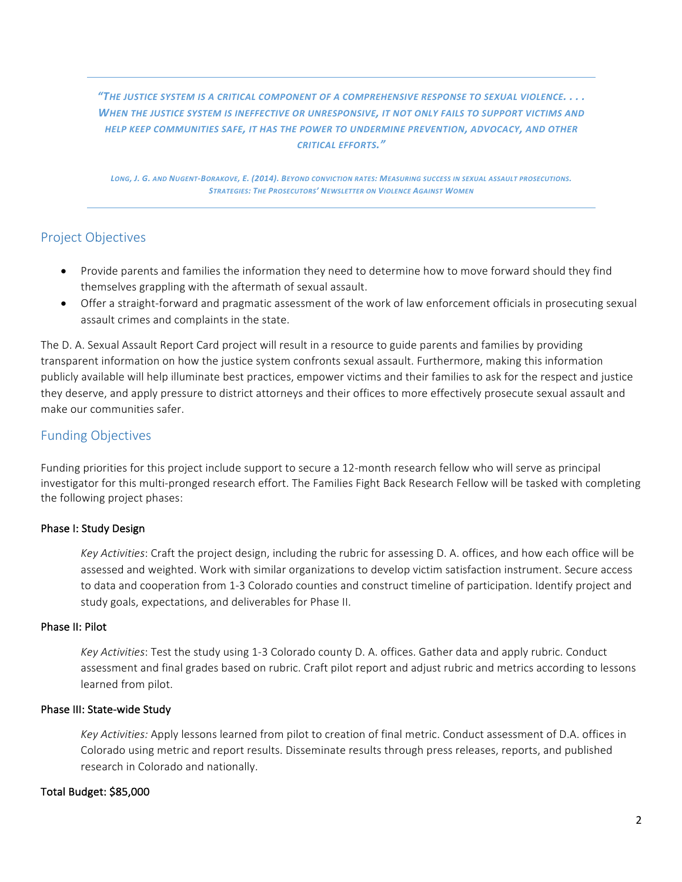*"THE JUSTICE SYSTEM IS A CRITICAL COMPONENT OF A COMPREHENSIVE RESPONSE TO SEXUAL VIOLENCE. . . . WHEN THE JUSTICE SYSTEM IS INEFFECTIVE OR UNRESPONSIVE, IT NOT ONLY FAILS TO SUPPORT VICTIMS AND HELP KEEP COMMUNITIES SAFE, IT HAS THE POWER TO UNDERMINE PREVENTION, ADVOCACY, AND OTHER CRITICAL EFFORTS."*

*LONG, J. G. AND NUGENT-BORAKOVE, E. (2014). BEYOND CONVICTION RATES: MEASURING SUCCESS IN SEXUAL ASSAULT PROSECUTIONS. STRATEGIES: THE PROSECUTORS' NEWSLETTER ON VIOLENCE AGAINST WOMEN*

## Project Objectives

- Provide parents and families the information they need to determine how to move forward should they find themselves grappling with the aftermath of sexual assault.
- Offer a straight-forward and pragmatic assessment of the work of law enforcement officials in prosecuting sexual assault crimes and complaints in the state.

The D. A. Sexual Assault Report Card project will result in a resource to guide parents and families by providing transparent information on how the justice system confronts sexual assault. Furthermore, making this information publicly available will help illuminate best practices, empower victims and their families to ask for the respect and justice they deserve, and apply pressure to district attorneys and their offices to more effectively prosecute sexual assault and make our communities safer.

## Funding Objectives

Funding priorities for this project include support to secure a 12-month research fellow who will serve as principal investigator for this multi-pronged research effort. The Families Fight Back Research Fellow will be tasked with completing the following project phases:

### Phase I: Study Design

*Key Activities*: Craft the project design, including the rubric for assessing D. A. offices, and how each office will be assessed and weighted. Work with similar organizations to develop victim satisfaction instrument. Secure access to data and cooperation from 1-3 Colorado counties and construct timeline of participation. Identify project and study goals, expectations, and deliverables for Phase II.

### Phase II: Pilot

*Key Activities*: Test the study using 1-3 Colorado county D. A. offices. Gather data and apply rubric. Conduct assessment and final grades based on rubric. Craft pilot report and adjust rubric and metrics according to lessons learned from pilot.

### Phase III: State-wide Study

*Key Activities:* Apply lessons learned from pilot to creation of final metric. Conduct assessment of D.A. offices in Colorado using metric and report results. Disseminate results through press releases, reports, and published research in Colorado and nationally.

### Total Budget: $85,000